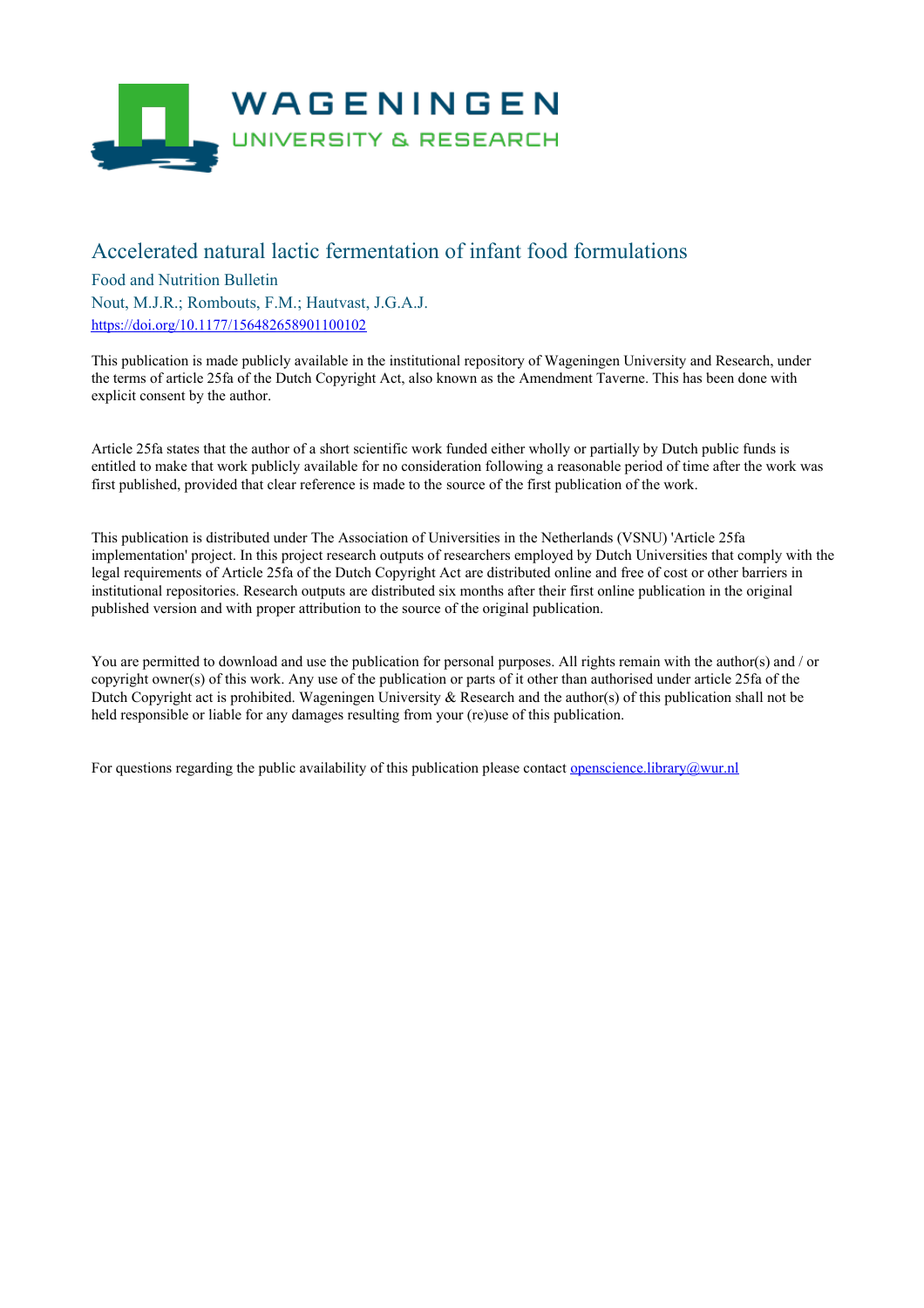# Accelerated natural lactic fermentation of infant food formulations

Food and Nutrition Bulletin

Nout, M.J.R.; Rombouts, F.M.; Hautvast, J.G.A.J.

https://doi.org/10.1177/156482658901100102

This publication is made publicly available in the institutional repository of Wageningen University and Research, under the terms of article 25fa of the Dutch Copyright Act, also known as the Amendment Taverne. This has been done with explicit consent by the author.

Article 25fa states that the author of a short scientific work funded either wholly or partially by Dutch public funds is entitled to make that work publicly available for no consideration following a reasonable period of time after the work was first published, provided that clear reference is made to the source of the first publication of the work.

This publication is distributed under The Association of Universities in the Netherlands (VSNU) 'Article 25fa implementation' project. In this project research outputs of researchers employed by Dutch Universities that comply with the legal requirements of Article 25fa of the Dutch Copyright Act are distributed online and free of cost or other barriers in institutional repositories. Research outputs are distributed six months after their first online publication in the original published version and with proper attribution to the source of the original publication.

You are permitted to download and use the publication for personal purposes. All rights remain with the author(s) and / or copyright owner(s) of this work. Any use of the publication or parts of it other than authorised under article 25fa of the Dutch Copyright act is prohibited. Wageningen University & Research and the author(s) of this publication shall not be held responsible or liable for any damages resulting from your (re)use of this publication.

For questions regarding the public availability of this publication please contact openscience.library@wur.nl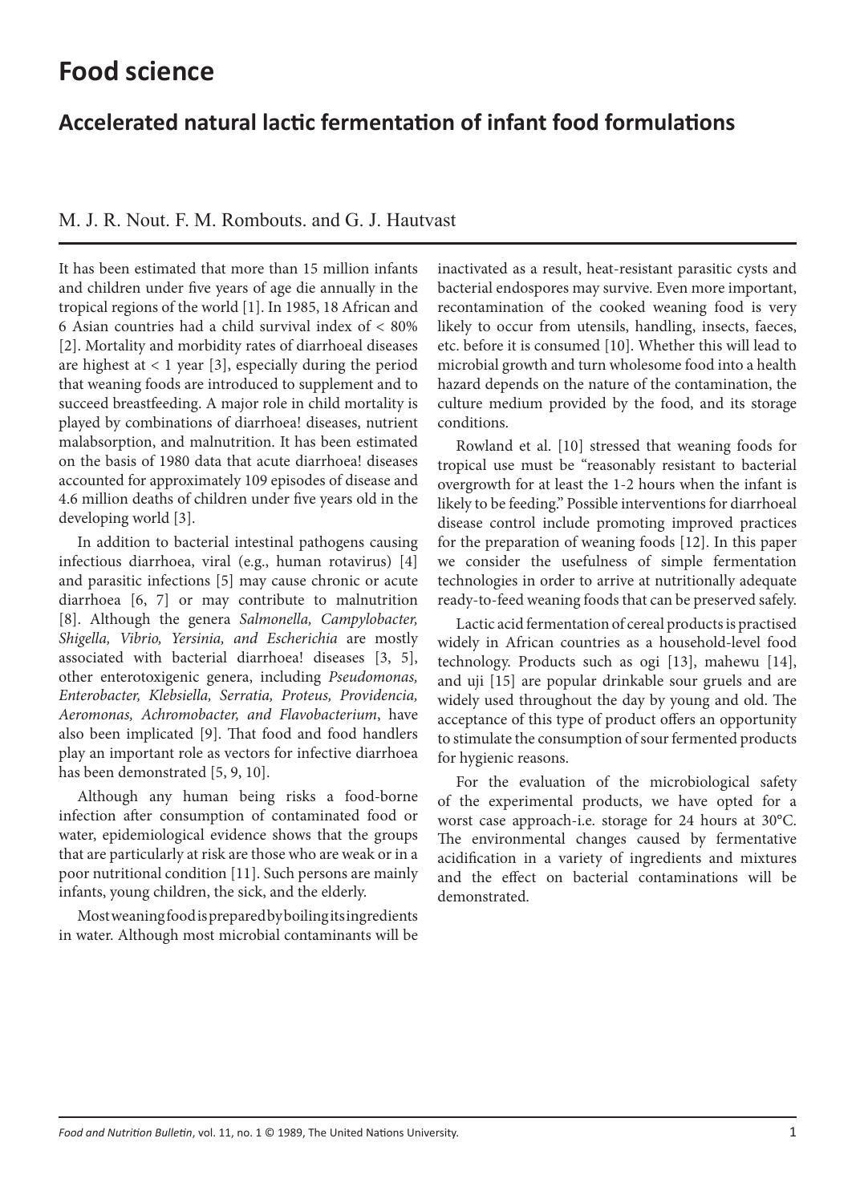# Food science

## Accelerated natural lactic fermentation of infant food formulations

M. J. R. Nout. F. M. Rombouts. and G. J. Hautvast

It has been estimated that more than 15 million infants and children under five years of age die annually in the tropical regions of the world [1]. In 1985, 18 African and 6 Asian countries had a child survival index of < 80% [2]. Mortality and morbidity rates of diarrhoeal diseases are highest at < 1 year [3], especially during the period that weaning foods are introduced to supplement and to succeed breastfeeding. A major role in child mortality is played by combinations of diarrhoea! diseases, nutrient malabsorption, and malnutrition. It has been estimated on the basis of 1980 data that acute diarrhoea! diseases accounted for approximately 109 episodes of disease and 4.6 million deaths of children under five years old in the developing world [3].

In addition to bacterial intestinal pathogens causing infectious diarrhoea, viral (e.g., human rotavirus) [4] and parasitic infections [5] may cause chronic or acute diarrhoea [6, 7] or may contribute to malnutrition [8]. Although the genera *Salmonella, Campylobacter, Shigella, Vibrio, Yersinia, and Escherichia* are mostly associated with bacterial diarrhoea! diseases [3, 5], other enterotoxigenic genera, including *Pseudomonas, Enterobacter, Klebsiella, Serratia, Proteus, Providencia, Aeromonas, Achromobacter, and Flavobacterium*, have also been implicated [9]. That food and food handlers play an important role as vectors for infective diarrhoea has been demonstrated [5, 9, 10].

Although any human being risks a food-borne infection after consumption of contaminated food or water, epidemiological evidence shows that the groups that are particularly at risk are those who are weak or in a poor nutritional condition [11]. Such persons are mainly infants, young children, the sick, and the elderly.

Most weaning food is prepared by boiling its ingredients in water. Although most microbial contaminants will be inactivated as a result, heat-resistant parasitic cysts and bacterial endospores may survive. Even more important, recontamination of the cooked weaning food is very likely to occur from utensils, handling, insects, faeces, etc. before it is consumed [10]. Whether this will lead to microbial growth and turn wholesome food into a health hazard depends on the nature of the contamination, the culture medium provided by the food, and its storage conditions.

Rowland et al. [10] stressed that weaning foods for tropical use must be "reasonably resistant to bacterial overgrowth for at least the 1-2 hours when the infant is likely to be feeding." Possible interventions for diarrhoeal disease control include promoting improved practices for the preparation of weaning foods [12]. In this paper we consider the usefulness of simple fermentation technologies in order to arrive at nutritionally adequate ready-to-feed weaning foods that can be preserved safely.

Lactic acid fermentation of cereal products is practised widely in African countries as a household-level food technology. Products such as ogi [13], mahewu [14], and uji [15] are popular drinkable sour gruels and are widely used throughout the day by young and old. The acceptance of this type of product offers an opportunity to stimulate the consumption of sour fermented products for hygienic reasons.

For the evaluation of the microbiological safety of the experimental products, we have opted for a worst case approach-i.e. storage for 24 hours at 30°C. The environmental changes caused by fermentative acidification in a variety of ingredients and mixtures and the effect on bacterial contaminations will be demonstrated.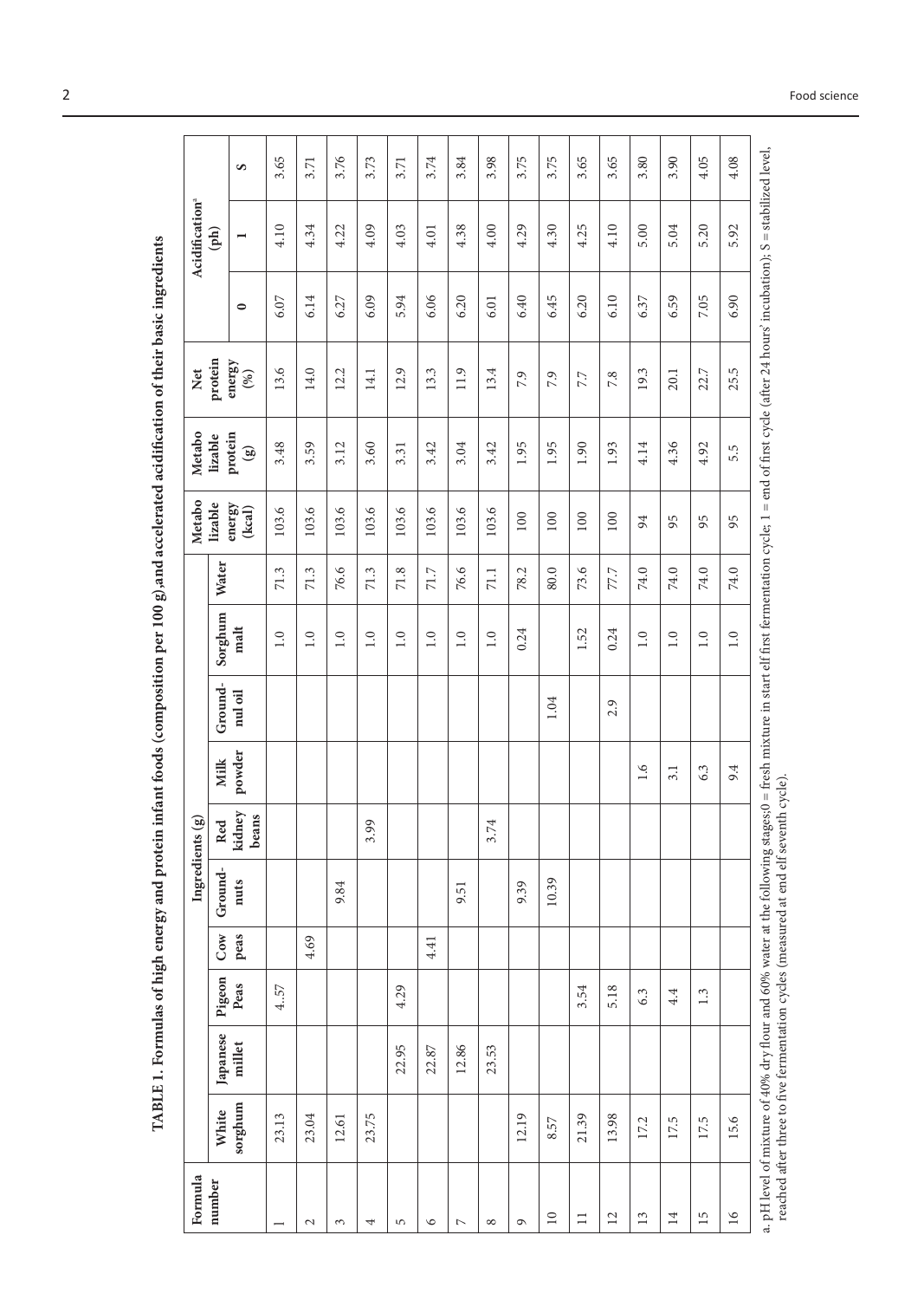**TABLE 1. Formulas of high energy and protein infant foods (composition per 100 g),and accelerated acidification of their basic ingredients**

| Formula number | Ingredients (g) | | | | | | | | | | Metabo lizable energy (kcal) | Metabo lizable protein (g) | Net protein energy (%) | Acidification[a] (ph) | | |
|---|---|---|---|---|---|---|---|---|---|---|---|---|---|---|---|---|
| | White sorghum | Japanese millet | Pigeon Peas | Cow peas | Ground-nuts | Red kidney beans | Milk powder | Ground-nul oil | Sorghum malt | Water | | | | 0 | 1 | S |
| 1 | 23.13 | | 4..57 | | | | | | 1.0 | 71.3 | 103.6 | 3.48 | 13.6 | 6.07 | 4.10 | 3.65 |
| 2 | 23.04 | | | 4.69 | | | | | 1.0 | 71.3 | 103.6 | 3.59 | 14.0 | 6.14 | 4.34 | 3.71 |
| 3 | 12.61 | | | | 9.84 | | | | 1.0 | 76.6 | 103.6 | 3.12 | 12.2 | 6.27 | 4.22 | 3.76 |
| 4 | 23.75 | | | | | 3.99 | | | 1.0 | 71.3 | 103.6 | 3.60 | 14.1 | 6.09 | 4.09 | 3.73 |
| 5 | | 22.95 | 4.29 | | | | | | 1.0 | 71.8 | 103.6 | 3.31 | 12.9 | 5.94 | 4.03 | 3.71 |
| 6 | | 22.87 | | 4.41 | | | | | 1.0 | 71.7 | 103.6 | 3.42 | 13.3 | 6.06 | 4.01 | 3.74 |
| 7 | | 12.86 | | | 9.51 | | | | 1.0 | 76.6 | 103.6 | 3.04 | 11.9 | 6.20 | 4.38 | 3.84 |
| 8 | | 23.53 | | | | 3.74 | | | 1.0 | 71.1 | 103.6 | 3.42 | 13.4 | 6.01 | 4.00 | 3.98 |
| 9 | 12.19 | | | | 9.39 | | | | 0.24 | 78.2 | 100 | 1.95 | 7.9 | 6.40 | 4.29 | 3.75 |
| 10 | 8.57 | | | | 10.39 | | | 1.04 | | 80.0 | 100 | 1.95 | 7.9 | 6.45 | 4.30 | 3.75 |
| 11 | 21.39 | | 3.54 | | | | | | 1.52 | 73.6 | 100 | 1.90 | 7.7 | 6.20 | 4.25 | 3.65 |
| 12 | 13.98 | | 5.18 | | | | | 2.9 | 0.24 | 77.7 | 100 | 1.93 | 7.8 | 6.10 | 4.10 | 3.65 |
| 13 | 17.2 | | 6.3 | | | | 1.6 | | 1.0 | 74.0 | 94 | 4.14 | 19.3 | 6.37 | 5.00 | 3.80 |
| 14 | 17.5 | | 4.4 | | | | 3.1 | | 1.0 | 74.0 | 95 | 4.36 | 20.1 | 6.59 | 5.04 | 3.90 |
| 15 | 17.5 | | 1.3 | | | | 6.3 | | 1.0 | 74.0 | 95 | 4.92 | 22.7 | 7.05 | 5.20 | 4.05 |
| 16 | 15.6 | | | | | | 9.4 | | 1.0 | 74.0 | 95 | 5.5 | 25.5 | 6.90 | 5.92 | 4.08 |

a. pH level of mixture of 40% dry flour and 60% water at the following stages;0 = fresh mixture in start elf first fermentation cycle; 1 = end of first cycle (after 24 hours' incubation); S = stabilized level, reached after three to five fermentation cycles (measured at end elf seventh cycle).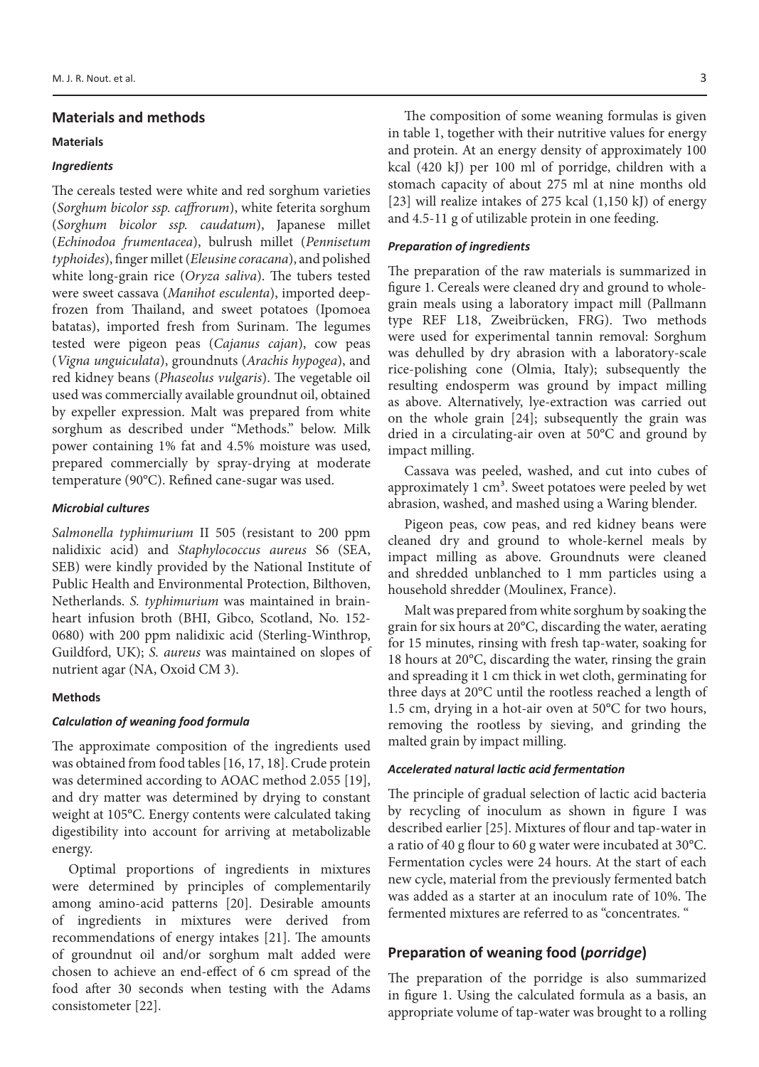## Materials and methods

### Materials

#### *Ingredients*

The cereals tested were white and red sorghum varieties (*Sorghum bicolor ssp. caffrorum*), white feterita sorghum (*Sorghum bicolor ssp. caudatum*), Japanese millet (*Echinodoa frumentacea*), bulrush millet (*Pennisetum typhoides*), finger millet (*Eleusine coracana*), and polished white long-grain rice (*Oryza saliva*). The tubers tested were sweet cassava (*Manihot esculenta*), imported deep-frozen from Thailand, and sweet potatoes (Ipomoea batatas), imported fresh from Surinam. The legumes tested were pigeon peas (*Cajanus cajan*), cow peas (*Vigna unguiculata*), groundnuts (*Arachis hypogea*), and red kidney beans (*Phaseolus vulgaris*). The vegetable oil used was commercially available groundnut oil, obtained by expeller expression. Malt was prepared from white sorghum as described under "Methods." below. Milk power containing 1% fat and 4.5% moisture was used, prepared commercially by spray-drying at moderate temperature (90°C). Refined cane-sugar was used.

#### *Microbial cultures*

*Salmonella typhimurium* II 505 (resistant to 200 ppm nalidixic acid) and *Staphylococcus aureus* S6 (SEA, SEB) were kindly provided by the National Institute of Public Health and Environmental Protection, Bilthoven, Netherlands. *S. typhimurium* was maintained in brain-heart infusion broth (BHI, Gibco, Scotland, No. 152-0680) with 200 ppm nalidixic acid (Sterling-Winthrop, Guildford, UK); *S. aureus* was maintained on slopes of nutrient agar (NA, Oxoid CM 3).

### Methods

#### *Calculation of weaning food formula*

The approximate composition of the ingredients used was obtained from food tables [16, 17, 18]. Crude protein was determined according to AOAC method 2.055 [19], and dry matter was determined by drying to constant weight at 105°C. Energy contents were calculated taking digestibility into account for arriving at metabolizable energy.

Optimal proportions of ingredients in mixtures were determined by principles of complementarily among amino-acid patterns [20]. Desirable amounts of ingredients in mixtures were derived from recommendations of energy intakes [21]. The amounts of groundnut oil and/or sorghum malt added were chosen to achieve an end-effect of 6 cm spread of the food after 30 seconds when testing with the Adams consistometer [22].

The composition of some weaning formulas is given in table 1, together with their nutritive values for energy and protein. At an energy density of approximately 100 kcal (420 kJ) per 100 ml of porridge, children with a stomach capacity of about 275 ml at nine months old [23] will realize intakes of 275 kcal (1,150 kJ) of energy and 4.5-11 g of utilizable protein in one feeding.

#### *Preparation of ingredients*

The preparation of the raw materials is summarized in figure 1. Cereals were cleaned dry and ground to whole-grain meals using a laboratory impact mill (Pallmann type REF L18, Zweibrücken, FRG). Two methods were used for experimental tannin removal: Sorghum was dehulled by dry abrasion with a laboratory-scale rice-polishing cone (Olmia, Italy); subsequently the resulting endosperm was ground by impact milling as above. Alternatively, lye-extraction was carried out on the whole grain [24]; subsequently the grain was dried in a circulating-air oven at 50°C and ground by impact milling.

Cassava was peeled, washed, and cut into cubes of approximately 1 $cm^3$. Sweet potatoes were peeled by wet abrasion, washed, and mashed using a Waring blender.

Pigeon peas, cow peas, and red kidney beans were cleaned dry and ground to whole-kernel meals by impact milling as above. Groundnuts were cleaned and shredded unblanched to 1 mm particles using a household shredder (Moulinex, France).

Malt was prepared from white sorghum by soaking the grain for six hours at 20°C, discarding the water, aerating for 15 minutes, rinsing with fresh tap-water, soaking for 18 hours at 20°C, discarding the water, rinsing the grain and spreading it 1 cm thick in wet cloth, germinating for three days at 20°C until the rootless reached a length of 1.5 cm, drying in a hot-air oven at 50°C for two hours, removing the rootless by sieving, and grinding the malted grain by impact milling.

#### *Accelerated natural lactic acid fermentation*

The principle of gradual selection of lactic acid bacteria by recycling of inoculum as shown in figure I was described earlier [25]. Mixtures of flour and tap-water in a ratio of 40 g flour to 60 g water were incubated at 30°C. Fermentation cycles were 24 hours. At the start of each new cycle, material from the previously fermented batch was added as a starter at an inoculum rate of 10%. The fermented mixtures are referred to as "concentrates. "

## Preparation of weaning food (*porridge*)

The preparation of the porridge is also summarized in figure 1. Using the calculated formula as a basis, an appropriate volume of tap-water was brought to a rolling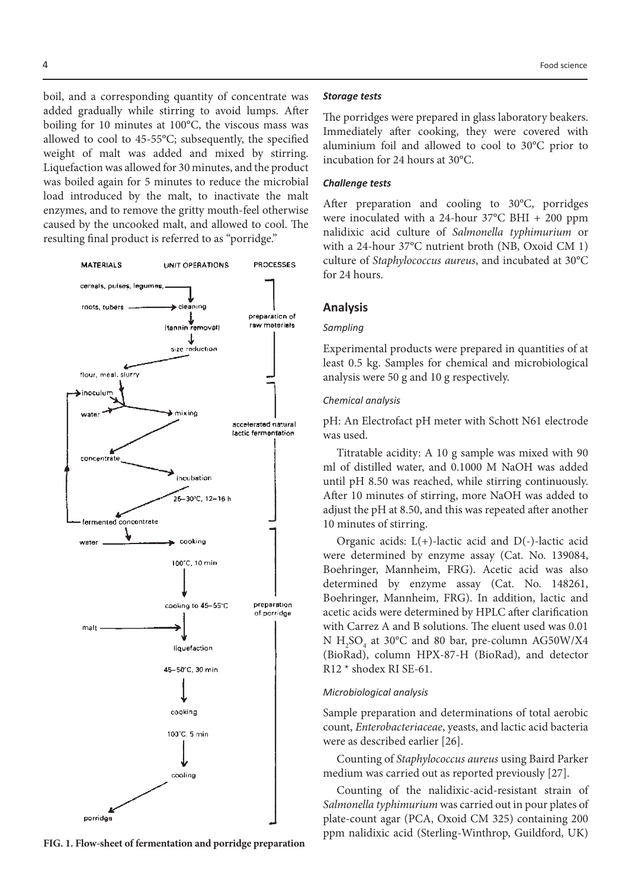boil, and a corresponding quantity of concentrate was added gradually while stirring to avoid lumps. After boiling for 10 minutes at 100°C, the viscous mass was allowed to cool to 45-55°C; subsequently, the specified weight of malt was added and mixed by stirring. Liquefaction was allowed for 30 minutes, and the product was boiled again for 5 minutes to reduce the microbial load introduced by the malt, to inactivate the malt enzymes, and to remove the gritty mouth-feel otherwise caused by the uncooked malt, and allowed to cool. The resulting final product is referred to as "porridge."

**FIG. 1. Flow-sheet of fermentation and porridge preparation**

### *Storage tests*

The porridges were prepared in glass laboratory beakers. Immediately after cooking, they were covered with aluminium foil and allowed to cool to 30°C prior to incubation for 24 hours at 30°C.

### *Challenge tests*

After preparation and cooling to 30°C, porridges were inoculated with a 24-hour 37°C BHI + 200 ppm nalidixic acid culture of *Salmonella typhimurium* or with a 24-hour 37°C nutrient broth (NB, Oxoid CM 1) culture of *Staphylococcus aureus*, and incubated at 30°C for 24 hours.

## Analysis

### *Sampling*

Experimental products were prepared in quantities of at least 0.5 kg. Samples for chemical and microbiological analysis were 50 g and 10 g respectively.

### *Chemical analysis*

pH: An Electrofact pH meter with Schott N61 electrode was used.

Titratable acidity: A 10 g sample was mixed with 90 ml of distilled water, and 0.1000 M NaOH was added until pH 8.50 was reached, while stirring continuously. After 10 minutes of stirring, more NaOH was added to adjust the pH at 8.50, and this was repeated after another 10 minutes of stirring.

Organic acids: L(+)-lactic acid and D(-)-lactic acid were determined by enzyme assay (Cat. No. 139084, Boehringer, Mannheim, FRG). Acetic acid was also determined by enzyme assay (Cat. No. 148261, Boehringer, Mannheim, FRG). In addition, lactic and acetic acids were determined by HPLC after clarification with Carrez A and B solutions. The eluent used was 0.01 N $H_2SO_4$ at 30°C and 80 bar, pre-column AG50W/X4 (BioRad), column HPX-87-H (BioRad), and detector R12 * shodex RI SE-61.

### *Microbiological analysis*

Sample preparation and determinations of total aerobic count, *Enterobacteriaceae*, yeasts, and lactic acid bacteria were as described earlier [26].

Counting of *Staphylococcus aureus* using Baird Parker medium was carried out as reported previously [27].

Counting of the nalidixic-acid-resistant strain of *Salmonella typhimurium* was carried out in pour plates of plate-count agar (PCA, Oxoid CM 325) containing 200 ppm nalidixic acid (Sterling-Winthrop, Guildford, UK)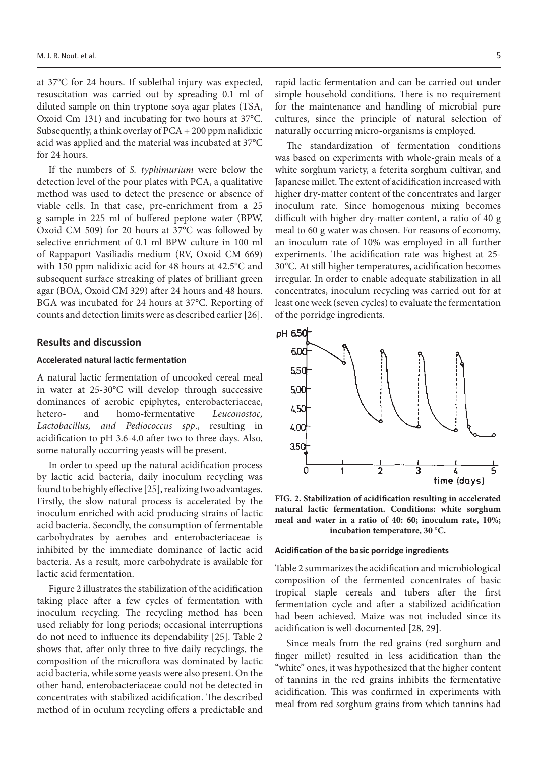at 37°C for 24 hours. If sublethal injury was expected, resuscitation was carried out by spreading 0.1 ml of diluted sample on thin tryptone soya agar plates (TSA, Oxoid Cm 131) and incubating for two hours at 37°C. Subsequently, a think overlay of PCA + 200 ppm nalidixic acid was applied and the material was incubated at 37°C for 24 hours.

If the numbers of *S. typhimurium* were below the detection level of the pour plates with PCA, a qualitative method was used to detect the presence or absence of viable cells. In that case, pre-enrichment from a 25 g sample in 225 ml of buffered peptone water (BPW, Oxoid CM 509) for 20 hours at 37°C was followed by selective enrichment of 0.1 ml BPW culture in 100 ml of Rappaport Vasiliadis medium (RV, Oxoid CM 669) with 150 ppm nalidixic acid for 48 hours at 42.5°C and subsequent surface streaking of plates of brilliant green agar (BOA, Oxoid CM 329) after 24 hours and 48 hours. BGA was incubated for 24 hours at 37°C. Reporting of counts and detection limits were as described earlier [26].

## Results and discussion

### Accelerated natural lactic fermentation

A natural lactic fermentation of uncooked cereal meal in water at 25-30°C will develop through successive dominances of aerobic epiphytes, enterobacteriaceae, hetero- and homo-fermentative *Leuconostoc, Lactobacillus, and Pediococcus spp*., resulting in acidification to pH 3.6-4.0 after two to three days. Also, some naturally occurring yeasts will be present.

In order to speed up the natural acidification process by lactic acid bacteria, daily inoculum recycling was found to be highly effective [25], realizing two advantages. Firstly, the slow natural process is accelerated by the inoculum enriched with acid producing strains of lactic acid bacteria. Secondly, the consumption of fermentable carbohydrates by aerobes and enterobacteriaceae is inhibited by the immediate dominance of lactic acid bacteria. As a result, more carbohydrate is available for lactic acid fermentation.

Figure 2 illustrates the stabilization of the acidification taking place after a few cycles of fermentation with inoculum recycling. The recycling method has been used reliably for long periods; occasional interruptions do not need to influence its dependability [25]. Table 2 shows that, after only three to five daily recyclings, the composition of the microflora was dominated by lactic acid bacteria, while some yeasts were also present. On the other hand, enterobacteriaceae could not be detected in concentrates with stabilized acidification. The described method of in oculum recycling offers a predictable and rapid lactic fermentation and can be carried out under simple household conditions. There is no requirement for the maintenance and handling of microbial pure cultures, since the principle of natural selection of naturally occurring micro-organisms is employed.

The standardization of fermentation conditions was based on experiments with whole-grain meals of a white sorghum variety, a feterita sorghum cultivar, and Japanese millet. The extent of acidification increased with higher dry-matter content of the concentrates and larger inoculum rate. Since homogenous mixing becomes difficult with higher dry-matter content, a ratio of 40 g meal to 60 g water was chosen. For reasons of economy, an inoculum rate of 10% was employed in all further experiments. The acidification rate was highest at 25-30°C. At still higher temperatures, acidification becomes irregular. In order to enable adequate stabilization in all concentrates, inoculum recycling was carried out for at least one week (seven cycles) to evaluate the fermentation of the porridge ingredients.

**FIG. 2. Stabilization of acidification resulting in accelerated natural lactic fermentation. Conditions: white sorghum meal and water in a ratio of 40: 60; inoculum rate, 10%; incubation temperature, 30 °C.**

### Acidification of the basic porridge ingredients

Table 2 summarizes the acidification and microbiological composition of the fermented concentrates of basic tropical staple cereals and tubers after the first fermentation cycle and after a stabilized acidification had been achieved. Maize was not included since its acidification is well-documented [28, 29].

Since meals from the red grains (red sorghum and finger millet) resulted in less acidification than the "white" ones, it was hypothesized that the higher content of tannins in the red grains inhibits the fermentative acidification. This was confirmed in experiments with meal from red sorghum grains from which tannins had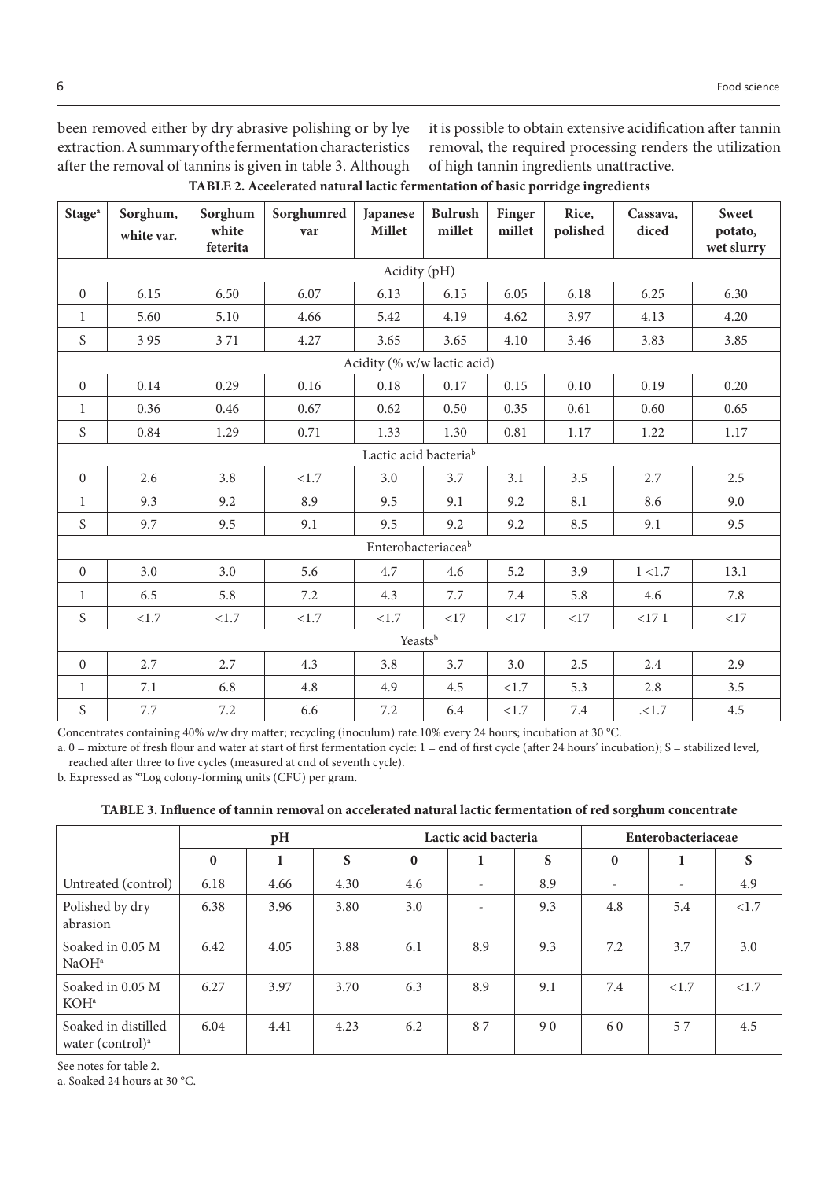been removed either by dry abrasive polishing or by lye extraction. A summary of the fermentation characteristics after the removal of tannins is given in table 3. Although it is possible to obtain extensive acidification after tannin removal, the required processing renders the utilization of high tannin ingredients unattractive.

**TABLE 2. Aceelerated natural lactic fermentation of basic porridge ingredients**

| Stage[a] | Sorghum, white var. | Sorghum white feterita | Sorghumred var | Japanese Millet | Bulrush millet | Finger millet | Rice, polished | Cassava, diced | Sweet potato, wet slurry |
|---|---|---|---|---|---|---|---|---|---|
| Acidity (pH) | | | | | | | | | |
| 0 | 6.15 | 6.50 | 6.07 | 6.13 | 6.15 | 6.05 | 6.18 | 6.25 | 6.30 |
| 1 | 5.60 | 5.10 | 4.66 | 5.42 | 4.19 | 4.62 | 3.97 | 4.13 | 4.20 |
| S | 3 95 | 3 71 | 4.27 | 3.65 | 3.65 | 4.10 | 3.46 | 3.83 | 3.85 |
| Acidity (% w/w lactic acid) | | | | | | | | | |
| 0 | 0.14 | 0.29 | 0.16 | 0.18 | 0.17 | 0.15 | 0.10 | 0.19 | 0.20 |
| 1 | 0.36 | 0.46 | 0.67 | 0.62 | 0.50 | 0.35 | 0.61 | 0.60 | 0.65 |
| S | 0.84 | 1.29 | 0.71 | 1.33 | 1.30 | 0.81 | 1.17 | 1.22 | 1.17 |
| Lactic acid bacteria[b] | | | | | | | | | |
| 0 | 2.6 | 3.8 | <1.7 | 3.0 | 3.7 | 3.1 | 3.5 | 2.7 | 2.5 |
| 1 | 9.3 | 9.2 | 8.9 | 9.5 | 9.1 | 9.2 | 8.1 | 8.6 | 9.0 |
| S | 9.7 | 9.5 | 9.1 | 9.5 | 9.2 | 9.2 | 8.5 | 9.1 | 9.5 |
| Enterobacteriacea[b] | | | | | | | | | |
| 0 | 3.0 | 3.0 | 5.6 | 4.7 | 4.6 | 5.2 | 3.9 | 1 <1.7 | 13.1 |
| 1 | 6.5 | 5.8 | 7.2 | 4.3 | 7.7 | 7.4 | 5.8 | 4.6 | 7.8 |
| S | <1.7 | <1.7 | <1.7 | <1.7 | <17 | <17 | <17 | <17 1 | <17 |
| Yeasts[b] | | | | | | | | | |
| 0 | 2.7 | 2.7 | 4.3 | 3.8 | 3.7 | 3.0 | 2.5 | 2.4 | 2.9 |
| 1 | 7.1 | 6.8 | 4.8 | 4.9 | 4.5 | <1.7 | 5.3 | 2.8 | 3.5 |
| S | 7.7 | 7.2 | 6.6 | 7.2 | 6.4 | <1.7 | 7.4 | .<1.7 | 4.5 |

Concentrates containing 40% w/w dry matter; recycling (inoculum) rate.10% every 24 hours; incubation at 30 °C.

a. 0 = mixture of fresh flour and water at start of first fermentation cycle: 1 = end of first cycle (after 24 hours' incubation); S = stabilized level, reached after three to five cycles (measured at cnd of seventh cycle).

b. Expressed as '°Log colony-forming units (CFU) per gram.

**TABLE 3. Influence of tannin removal on accelerated natural lactic fermentation of red sorghum concentrate**

| | pH | | | Lactic acid bacteria | | | Enterobacteriaceae | | |
|---|---|---|---|---|---|---|---|---|---|
| | 0 | 1 | S | 0 | 1 | S | 0 | 1 | S |
| Untreated (control) | 6.18 | 4.66 | 4.30 | 4.6 | - | 8.9 | - | - | 4.9 |
| Polished by dry abrasion | 6.38 | 3.96 | 3.80 | 3.0 | - | 9.3 | 4.8 | 5.4 | <1.7 |
| Soaked in 0.05 M NaOH[a] | 6.42 | 4.05 | 3.88 | 6.1 | 8.9 | 9.3 | 7.2 | 3.7 | 3.0 |
| Soaked in 0.05 M KOH[a] | 6.27 | 3.97 | 3.70 | 6.3 | 8.9 | 9.1 | 7.4 | <1.7 | <1.7 |
| Soaked in distilled water (control)[a] | 6.04 | 4.41 | 4.23 | 6.2 | 8 7 | 9 0 | 6 0 | 5 7 | 4.5 |

See notes for table 2.

a. Soaked 24 hours at 30 °C.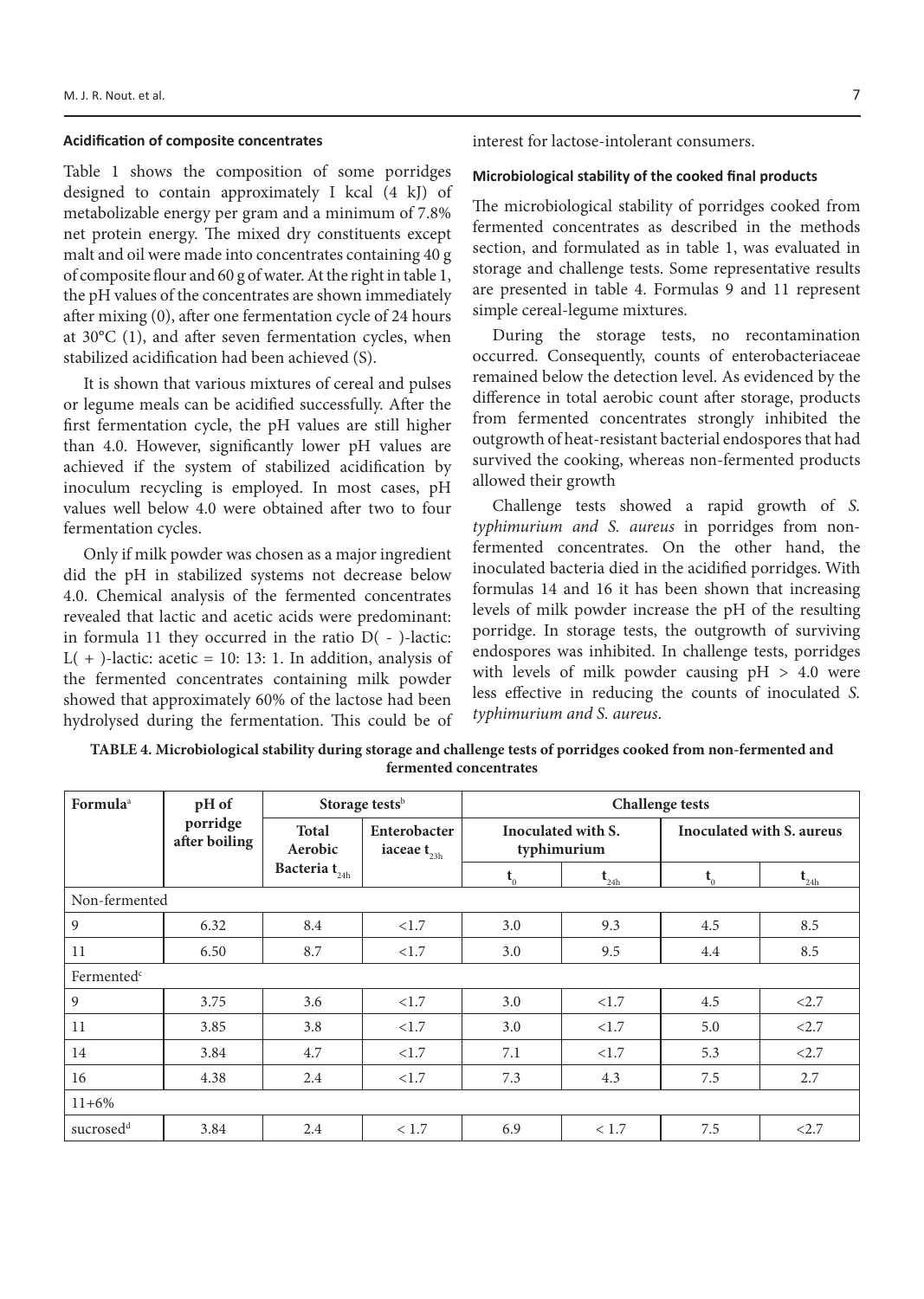### Acidification of composite concentrates

Table 1 shows the composition of some porridges designed to contain approximately I kcal (4 kJ) of metabolizable energy per gram and a minimum of 7.8% net protein energy. The mixed dry constituents except malt and oil were made into concentrates containing 40 g of composite flour and 60 g of water. At the right in table 1, the pH values of the concentrates are shown immediately after mixing (0), after one fermentation cycle of 24 hours at 30°C (1), and after seven fermentation cycles, when stabilized acidification had been achieved (S).

It is shown that various mixtures of cereal and pulses or legume meals can be acidified successfully. After the first fermentation cycle, the pH values are still higher than 4.0. However, significantly lower pH values are achieved if the system of stabilized acidification by inoculum recycling is employed. In most cases, pH values well below 4.0 were obtained after two to four fermentation cycles.

Only if milk powder was chosen as a major ingredient did the pH in stabilized systems not decrease below 4.0. Chemical analysis of the fermented concentrates revealed that lactic and acetic acids were predominant: in formula 11 they occurred in the ratio D( - )-lactic: L( + )-lactic: acetic = 10: 13: 1. In addition, analysis of the fermented concentrates containing milk powder showed that approximately 60% of the lactose had been hydrolysed during the fermentation. This could be of interest for lactose-intolerant consumers.

### Microbiological stability of the cooked final products

The microbiological stability of porridges cooked from fermented concentrates as described in the methods section, and formulated as in table 1, was evaluated in storage and challenge tests. Some representative results are presented in table 4. Formulas 9 and 11 represent simple cereal-legume mixtures.

During the storage tests, no recontamination occurred. Consequently, counts of enterobacteriaceae remained below the detection level. As evidenced by the difference in total aerobic count after storage, products from fermented concentrates strongly inhibited the outgrowth of heat-resistant bacterial endospores that had survived the cooking, whereas non-fermented products allowed their growth

Challenge tests showed a rapid growth of *S. typhimurium and S. aureus* in porridges from non-fermented concentrates. On the other hand, the inoculated bacteria died in the acidified porridges. With formulas 14 and 16 it has been shown that increasing levels of milk powder increase the pH of the resulting porridge. In storage tests, the outgrowth of surviving endospores was inhibited. In challenge tests, porridges with levels of milk powder causing pH > 4.0 were less effective in reducing the counts of inoculated *S. typhimurium and S. aureus*.

**TABLE 4. Microbiological stability during storage and challenge tests of porridges cooked from non-fermented and fermented concentrates**

| Formula[a] | pH of porridge after boiling | Storage tests[b] | | Challenge tests | | | |
|---|---|---|---|---|---|---|---|
| | | Total Aerobic Bacteria $t_{24h}$ | Enterobacteriaceae $t_{23h}$ | Inoculated with S. typhimurium | | Inoculated with S. aureus | |
| | | | | $t_0$ | $t_{24h}$ | $t_0$ | $t_{24h}$ |
| Non-fermented | | | | | | | |
| 9 | 6.32 | 8.4 | <1.7 | 3.0 | 9.3 | 4.5 | 8.5 |
| 11 | 6.50 | 8.7 | <1.7 | 3.0 | 9.5 | 4.4 | 8.5 |
| Fermented[c] | | | | | | | |
| 9 | 3.75 | 3.6 | <1.7 | 3.0 | <1.7 | 4.5 | <2.7 |
| 11 | 3.85 | 3.8 | <1.7 | 3.0 | <1.7 | 5.0 | <2.7 |
| 14 | 3.84 | 4.7 | <1.7 | 7.1 | <1.7 | 5.3 | <2.7 |
| 16 | 4.38 | 2.4 | <1.7 | 7.3 | 4.3 | 7.5 | 2.7 |
| 11+6% sucrosed[d] | 3.84 | 2.4 | < 1.7 | 6.9 | < 1.7 | 7.5 | <2.7 |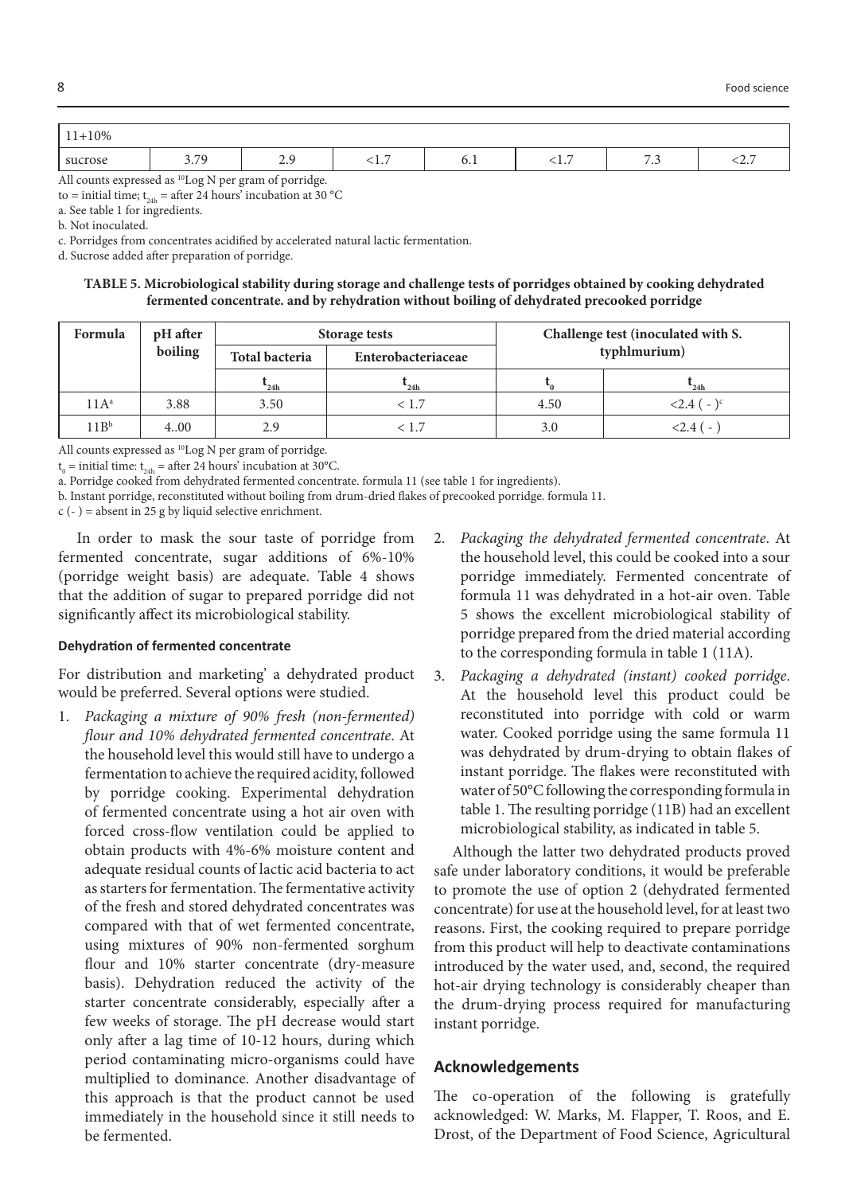| 11+10% sucrose | 3.79 | 2.9 | <1.7 | 6.1 | <1.7 | 7.3 | <2.7 |
|---|---|---|---|---|---|---|---|

All counts expressed as [10]Log N per gram of porridge.

to = initial time; $t_{24h}$ = after 24 hours' incubation at 30 °C

a. See table 1 for ingredients.

b. Not inoculated.

c. Porridges from concentrates acidified by accelerated natural lactic fermentation.

d. Sucrose added after preparation of porridge.

**TABLE 5. Microbiological stability during storage and challenge tests of porridges obtained by cooking dehydrated fermented concentrate. and by rehydration without boiling of dehydrated precooked porridge**

| Formula | pH after boiling | Storage tests | | Challenge test (inoculated with S. typhlmurium) | |
|---|---|---|---|---|---|
| | | Total bacteria | Enterobacteriaceae | | |
| | | $t_{24h}$ | $t_{24h}$ | $t_0$ | $t_{24h}$ |
| 11A[a] | 3.88 | 3.50 | < 1.7 | 4.50 | <2.4 ( - )[c] |
| 11B[b] | 4..00 | 2.9 | < 1.7 | 3.0 | <2.4 ( - ) |

All counts expressed as [10]Log N per gram of porridge.

$t_0$ = initial time: $t_{24h}$ = after 24 hours' incubation at 30°C.

a. Porridge cooked from dehydrated fermented concentrate. formula 11 (see table 1 for ingredients).

b. Instant porridge, reconstituted without boiling from drum-dried flakes of precooked porridge. formula 11.

c (- ) = absent in 25 g by liquid selective enrichment.

In order to mask the sour taste of porridge from fermented concentrate, sugar additions of 6%-10% (porridge weight basis) are adequate. Table 4 shows that the addition of sugar to prepared porridge did not significantly affect its microbiological stability.

#### Dehydration of fermented concentrate

For distribution and marketing' a dehydrated product would be preferred. Several options were studied.

1. *Packaging a mixture of 90% fresh (non-fermented) flour and 10% dehydrated fermented concentrate*. At the household level this would still have to undergo a fermentation to achieve the required acidity, followed by porridge cooking. Experimental dehydration of fermented concentrate using a hot air oven with forced cross-flow ventilation could be applied to obtain products with 4%-6% moisture content and adequate residual counts of lactic acid bacteria to act as starters for fermentation. The fermentative activity of the fresh and stored dehydrated concentrates was compared with that of wet fermented concentrate, using mixtures of 90% non-fermented sorghum flour and 10% starter concentrate (dry-measure basis). Dehydration reduced the activity of the starter concentrate considerably, especially after a few weeks of storage. The pH decrease would start only after a lag time of 10-12 hours, during which period contaminating micro-organisms could have multiplied to dominance. Another disadvantage of this approach is that the product cannot be used immediately in the household since it still needs to be fermented.
2. *Packaging the dehydrated fermented concentrate*. At the household level, this could be cooked into a sour porridge immediately. Fermented concentrate of formula 11 was dehydrated in a hot-air oven. Table 5 shows the excellent microbiological stability of porridge prepared from the dried material according to the corresponding formula in table 1 (11A).
3. *Packaging a dehydrated (instant) cooked porridge*. At the household level this product could be reconstituted into porridge with cold or warm water. Cooked porridge using the same formula 11 was dehydrated by drum-drying to obtain flakes of instant porridge. The flakes were reconstituted with water of 50°C following the corresponding formula in table 1. The resulting porridge (11B) had an excellent microbiological stability, as indicated in table 5.

Although the latter two dehydrated products proved safe under laboratory conditions, it would be preferable to promote the use of option 2 (dehydrated fermented concentrate) for use at the household level, for at least two reasons. First, the cooking required to prepare porridge from this product will help to deactivate contaminations introduced by the water used, and, second, the required hot-air drying technology is considerably cheaper than the drum-drying process required for manufacturing instant porridge.

## Acknowledgements

The co-operation of the following is gratefully acknowledged: W. Marks, M. Flapper, T. Roos, and E. Drost, of the Department of Food Science, Agricultural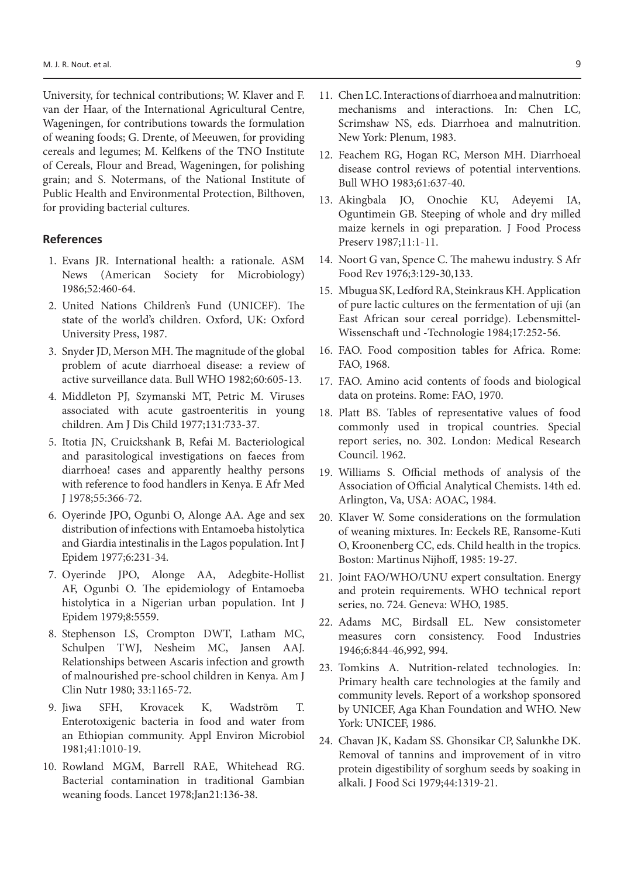University, for technical contributions; W. Klaver and F. van der Haar, of the International Agricultural Centre, Wageningen, for contributions towards the formulation of weaning foods; G. Drente, of Meeuwen, for providing cereals and legumes; M. Kelfkens of the TNO Institute of Cereals, Flour and Bread, Wageningen, for polishing grain; and S. Notermans, of the National Institute of Public Health and Environmental Protection, Bilthoven, for providing bacterial cultures.

## References

1. Evans JR. International health: a rationale. ASM News (American Society for Microbiology) 1986;52:460-64.
2. United Nations Children's Fund (UNICEF). The state of the world's children. Oxford, UK: Oxford University Press, 1987.
3. Snyder JD, Merson MH. The magnitude of the global problem of acute diarrhoeal disease: a review of active surveillance data. Bull WHO 1982;60:605-13.
4. Middleton PJ, Szymanski MT, Petric M. Viruses associated with acute gastroenteritis in young children. Am J Dis Child 1977;131:733-37.
5. Itotia JN, Cruickshank B, Refai M. Bacteriological and parasitological investigations on faeces from diarrhoea! cases and apparently healthy persons with reference to food handlers in Kenya. E Afr Med J 1978;55:366-72.
6. Oyerinde JPO, Ogunbi O, Alonge AA. Age and sex distribution of infections with Entamoeba histolytica and Giardia intestinalis in the Lagos population. Int J Epidem 1977;6:231-34.
7. Oyerinde JPO, Alonge AA, Adegbite-Hollist AF, Ogunbi O. The epidemiology of Entamoeba histolytica in a Nigerian urban population. Int J Epidem 1979;8:5559.
8. Stephenson LS, Crompton DWT, Latham MC, Schulpen TWJ, Nesheim MC, Jansen AAJ. Relationships between Ascaris infection and growth of malnourished pre-school children in Kenya. Am J Clin Nutr 1980; 33:1165-72.
9. Jiwa SFH, Krovacek K, Wadström T. Enterotoxigenic bacteria in food and water from an Ethiopian community. Appl Environ Microbiol 1981;41:1010-19.
10. Rowland MGM, Barrell RAE, Whitehead RG. Bacterial contamination in traditional Gambian weaning foods. Lancet 1978;Jan21:136-38.
11. Chen LC. Interactions of diarrhoea and malnutrition: mechanisms and interactions. In: Chen LC, Scrimshaw NS, eds. Diarrhoea and malnutrition. New York: Plenum, 1983.
12. Feachem RG, Hogan RC, Merson MH. Diarrhoeal disease control reviews of potential interventions. Bull WHO 1983;61:637-40.
13. Akingbala JO, Onochie KU, Adeyemi IA, Oguntimein GB. Steeping of whole and dry milled maize kernels in ogi preparation. J Food Process Preserv 1987;11:1-11.
14. Noort G van, Spence C. The mahewu industry. S Afr Food Rev 1976;3:129-30,133.
15. Mbugua SK, Ledford RA, Steinkraus KH. Application of pure lactic cultures on the fermentation of uji (an East African sour cereal porridge). Lebensmittel-Wissenschaft und -Technologie 1984;17:252-56.
16. FAO. Food composition tables for Africa. Rome: FAO, 1968.
17. FAO. Amino acid contents of foods and biological data on proteins. Rome: FAO, 1970.
18. Platt BS. Tables of representative values of food commonly used in tropical countries. Special report series, no. 302. London: Medical Research Council. 1962.
19. Williams S. Official methods of analysis of the Association of Official Analytical Chemists. 14th ed. Arlington, Va, USA: AOAC, 1984.
20. Klaver W. Some considerations on the formulation of weaning mixtures. In: Eeckels RE, Ransome-Kuti O, Kroonenberg CC, eds. Child health in the tropics. Boston: Martinus Nijhoff, 1985: 19-27.
21. Joint FAO/WHO/UNU expert consultation. Energy and protein requirements. WHO technical report series, no. 724. Geneva: WHO, 1985.
22. Adams MC, Birdsall EL. New consistometer measures corn consistency. Food Industries 1946;6:844-46,992, 994.
23. Tomkins A. Nutrition-related technologies. In: Primary health care technologies at the family and community levels. Report of a workshop sponsored by UNICEF, Aga Khan Foundation and WHO. New York: UNICEF, 1986.
24. Chavan JK, Kadam SS. Ghonsikar CP, Salunkhe DK. Removal of tannins and improvement of in vitro protein digestibility of sorghum seeds by soaking in alkali. J Food Sci 1979;44:1319-21.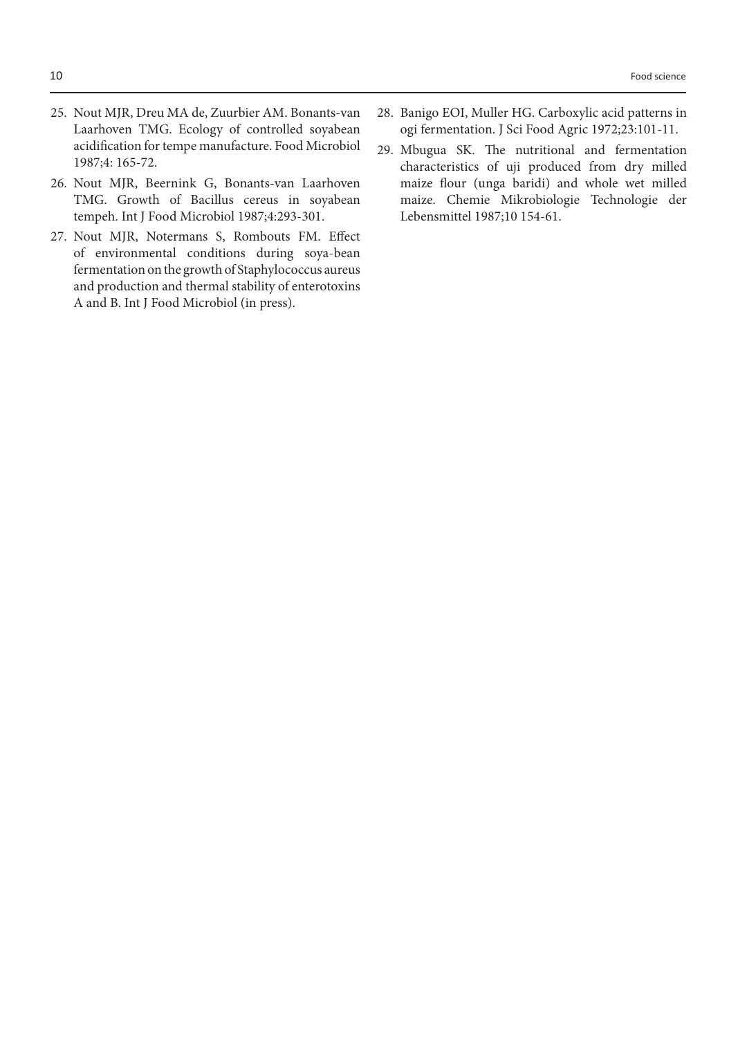25. Nout MJR, Dreu MA de, Zuurbier AM. Bonants-van Laarhoven TMG. Ecology of controlled soyabean acidification for tempe manufacture. Food Microbiol 1987;4: 165-72.
26. Nout MJR, Beernink G, Bonants-van Laarhoven TMG. Growth of Bacillus cereus in soyabean tempeh. Int J Food Microbiol 1987;4:293-301.
27. Nout MJR, Notermans S, Rombouts FM. Effect of environmental conditions during soya-bean fermentation on the growth of Staphylococcus aureus and production and thermal stability of enterotoxins A and B. Int J Food Microbiol (in press).
28. Banigo EOI, Muller HG. Carboxylic acid patterns in ogi fermentation. J Sci Food Agric 1972;23:101-11.
29. Mbugua SK. The nutritional and fermentation characteristics of uji produced from dry milled maize flour (unga baridi) and whole wet milled maize. Chemie Mikrobiologie Technologie der Lebensmittel 1987;10 154-61.